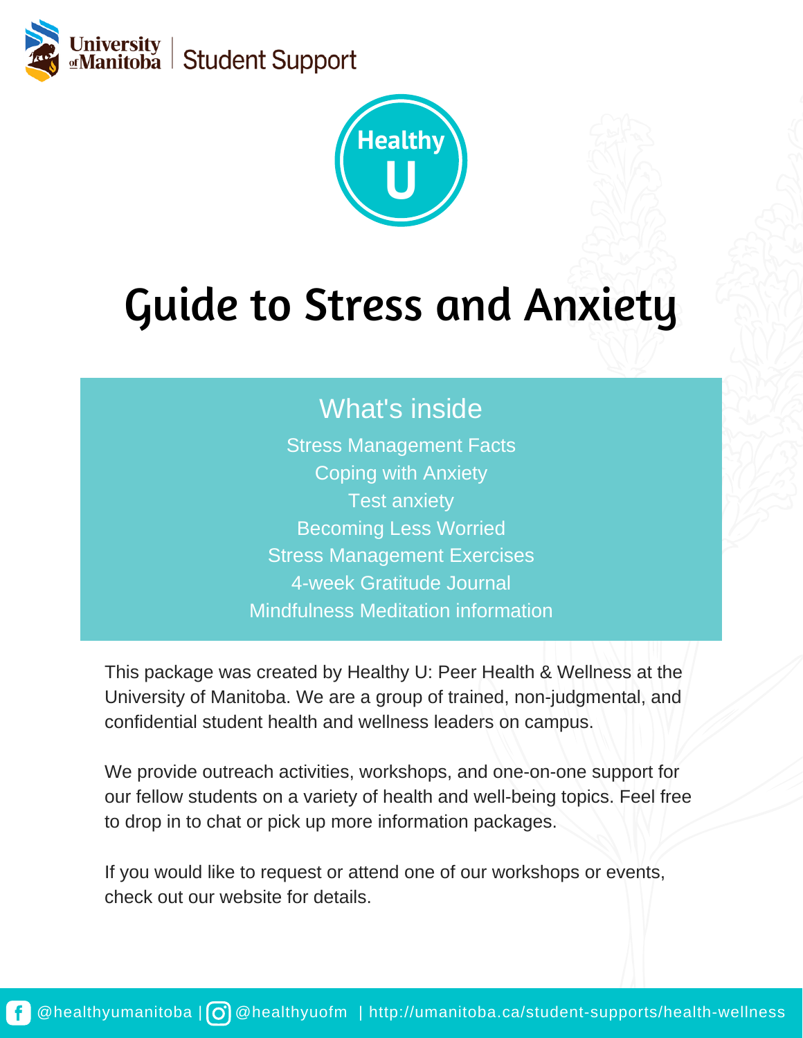University of Manitoba | Student Support

Healthy U

# Guide to Stress and Anxiety

## What's inside

Stress Management Facts
Coping with Anxiety
Test anxiety
Becoming Less Worried
Stress Management Exercises
4-week Gratitude Journal
Mindfulness Meditation information

This package was created by Healthy U: Peer Health & Wellness at the University of Manitoba. We are a group of trained, non-judgmental, and confidential student health and wellness leaders on campus.

We provide outreach activities, workshops, and one-on-one support for our fellow students on a variety of health and well-being topics. Feel free to drop in to chat or pick up more information packages.

If you would like to request or attend one of our workshops or events, check out our website for details.

@healthyumanitoba | @healthyuofm | http://umanitoba.ca/student-supports/health-wellness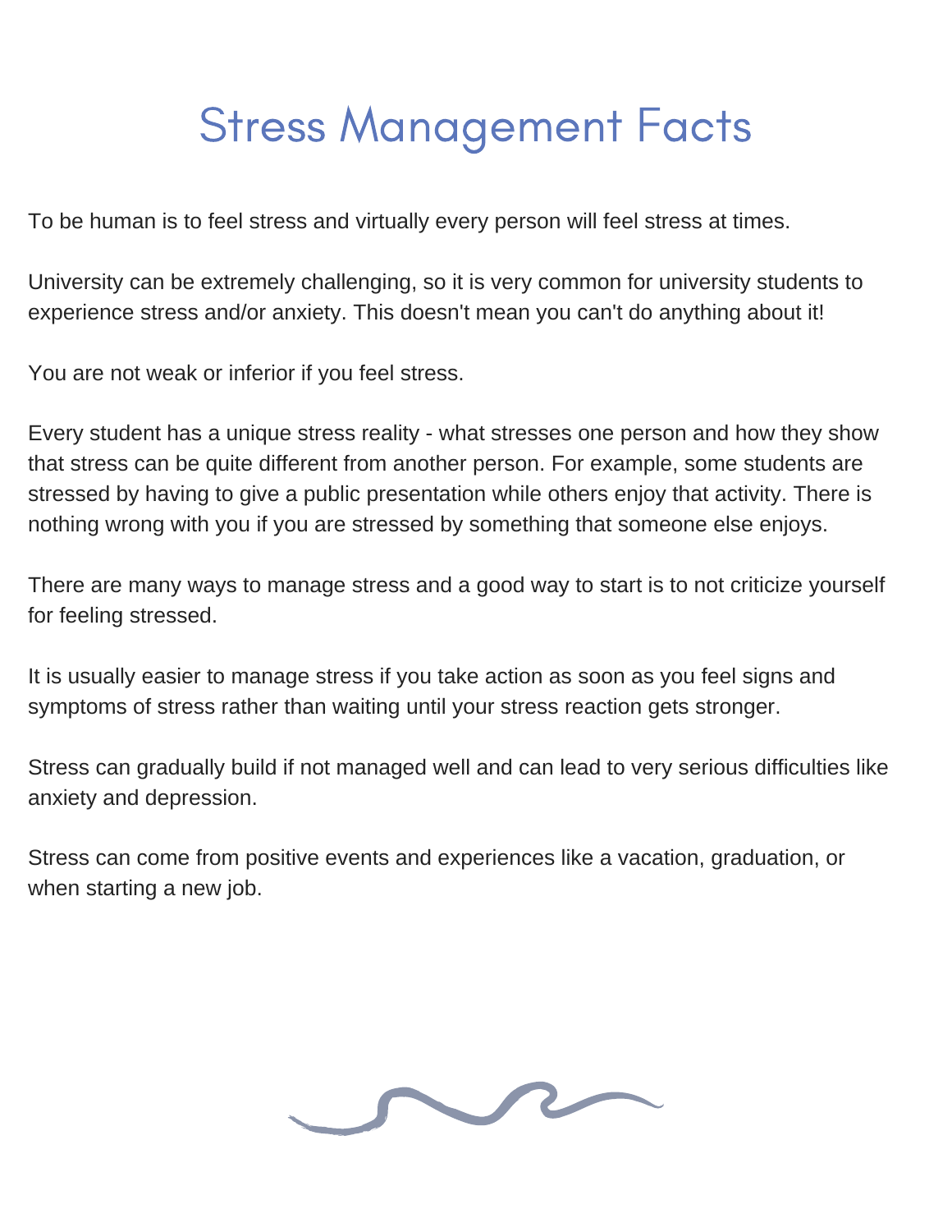# Stress Management Facts

To be human is to feel stress and virtually every person will feel stress at times.

University can be extremely challenging, so it is very common for university students to experience stress and/or anxiety. This doesn't mean you can't do anything about it!

You are not weak or inferior if you feel stress.

Every student has a unique stress reality - what stresses one person and how they show that stress can be quite different from another person. For example, some students are stressed by having to give a public presentation while others enjoy that activity. There is nothing wrong with you if you are stressed by something that someone else enjoys.

There are many ways to manage stress and a good way to start is to not criticize yourself for feeling stressed.

It is usually easier to manage stress if you take action as soon as you feel signs and symptoms of stress rather than waiting until your stress reaction gets stronger.

Stress can gradually build if not managed well and can lead to very serious difficulties like anxiety and depression.

Stress can come from positive events and experiences like a vacation, graduation, or when starting a new job.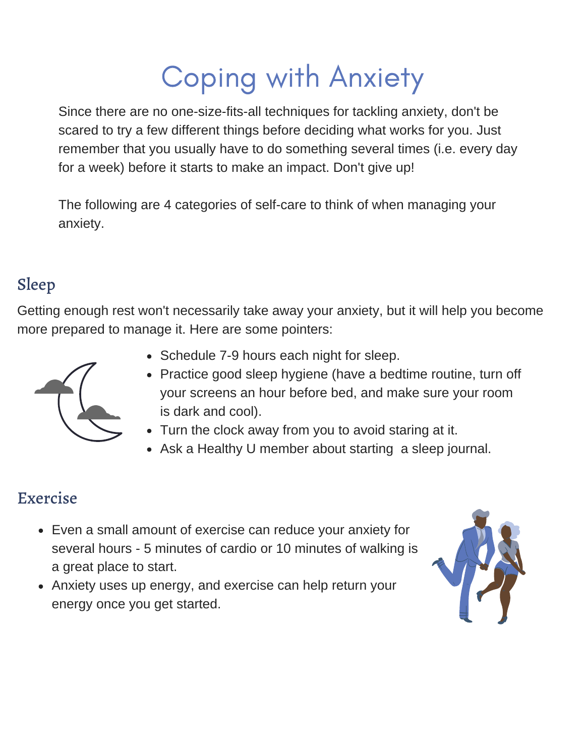# Coping with Anxiety

Since there are no one-size-fits-all techniques for tackling anxiety, don't be scared to try a few different things before deciding what works for you. Just remember that you usually have to do something several times (i.e. every day for a week) before it starts to make an impact. Don't give up!

The following are 4 categories of self-care to think of when managing your anxiety.

## Sleep

Getting enough rest won't necessarily take away your anxiety, but it will help you become more prepared to manage it. Here are some pointers:

- Schedule 7-9 hours each night for sleep.
- Practice good sleep hygiene (have a bedtime routine, turn off your screens an hour before bed, and make sure your room is dark and cool).
- Turn the clock away from you to avoid staring at it.
- Ask a Healthy U member about starting a sleep journal.

## Exercise

- Even a small amount of exercise can reduce your anxiety for several hours - 5 minutes of cardio or 10 minutes of walking is a great place to start.
- Anxiety uses up energy, and exercise can help return your energy once you get started.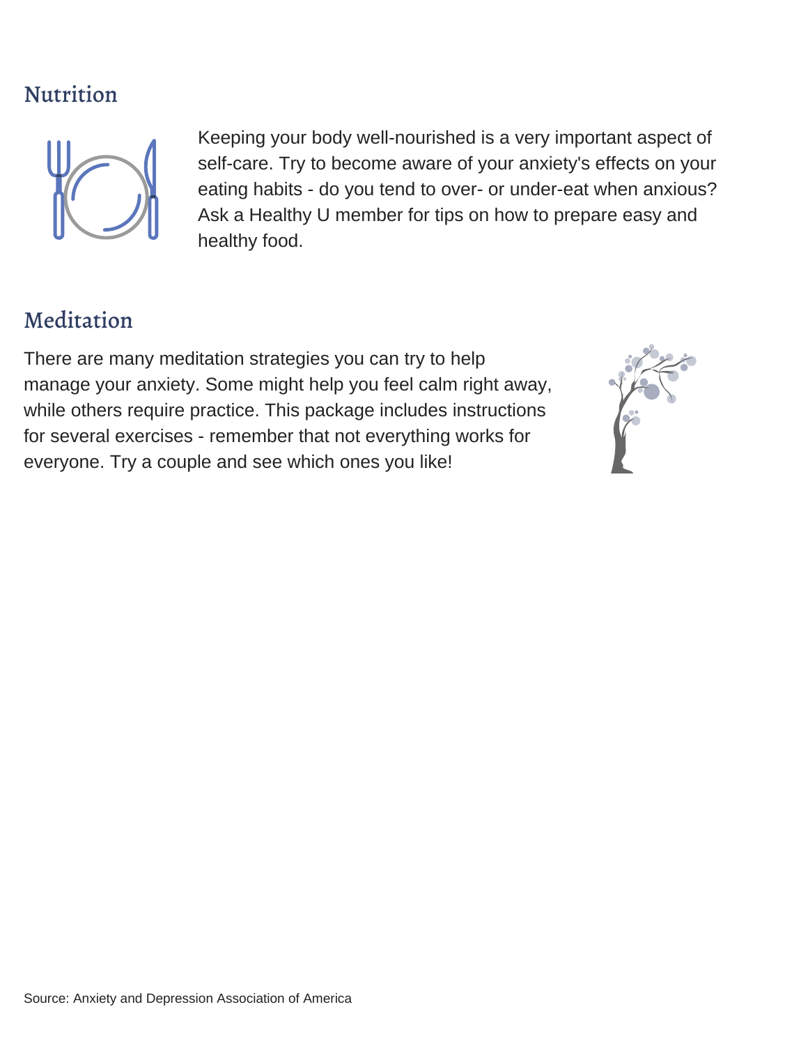## Nutrition

Keeping your body well-nourished is a very important aspect of self-care. Try to become aware of your anxiety's effects on your eating habits - do you tend to over- or under-eat when anxious? Ask a Healthy U member for tips on how to prepare easy and healthy food.

## Meditation

There are many meditation strategies you can try to help manage your anxiety. Some might help you feel calm right away, while others require practice. This package includes instructions for several exercises - remember that not everything works for everyone. Try a couple and see which ones you like!

Source: Anxiety and Depression Association of America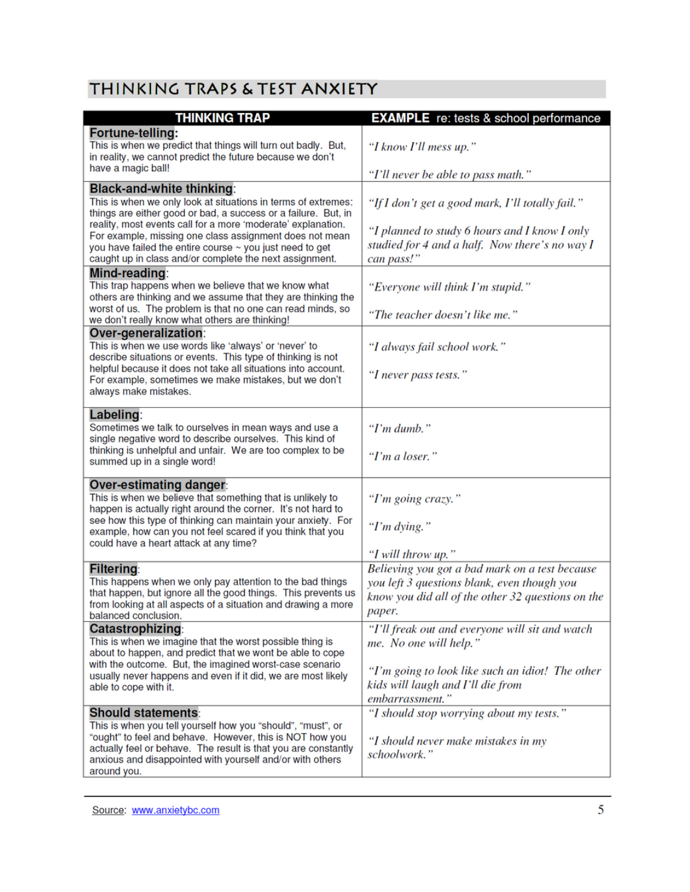# THINKING TRAPS & TEST ANXIETY

| THINKING TRAP | EXAMPLE re: tests & school performance |
|---|---|
| **Fortune-telling:** This is when we predict that things will turn out badly. But, in reality, we cannot predict the future because we don't have a magic ball! | *"I know I'll mess up."* *"I'll never be able to pass math."* |
| **Black-and-white thinking**: This is when we only look at situations in terms of extremes: things are either good or bad, a success or a failure. But, in reality, most events call for a more 'moderate' explanation. For example, missing one class assignment does not mean you have failed the entire course ~ you just need to get caught up in class and/or complete the next assignment. | *"If I don't get a good mark, I'll totally fail."* *"I planned to study 6 hours and I know I only studied for 4 and a half. Now there's no way I can pass!"* |
| **Mind-reading**: This trap happens when we believe that we know what others are thinking and we assume that they are thinking the worst of us. The problem is that no one can read minds, so we don't really know what others are thinking! | *"Everyone will think I'm stupid."* *"The teacher doesn't like me."* |
| **Over-generalization**: This is when we use words like 'always' or 'never' to describe situations or events. This type of thinking is not helpful because it does not take all situations into account. For example, sometimes we make mistakes, but we don't always make mistakes. | *"I always fail school work."* *"I never pass tests."* |
| **Labeling**: Sometimes we talk to ourselves in mean ways and use a single negative word to describe ourselves. This kind of thinking is unhelpful and unfair. We are too complex to be summed up in a single word! | *"I'm dumb."* *"I'm a loser."* |
| **Over-estimating danger**: This is when we believe that something that is unlikely to happen is actually right around the corner. It's not hard to see how this type of thinking can maintain your anxiety. For example, how can you not feel scared if you think that you could have a heart attack at any time? | *"I'm going crazy."* *"I'm dying."* *"I will throw up."* |
| **Filtering**: This happens when we only pay attention to the bad things that happen, but ignore all the good things. This prevents us from looking at all aspects of a situation and drawing a more balanced conclusion. | *Believing you got a bad mark on a test because you left 3 questions blank, even though you know you did all of the other 32 questions on the paper.* |
| **Catastrophizing**: This is when we imagine that the worst possible thing is about to happen, and predict that we wont be able to cope with the outcome. But, the imagined worst-case scenario usually never happens and even if it did, we are most likely able to cope with it. | *"I'll freak out and everyone will sit and watch me. No one will help."* *"I'm going to look like such an idiot! The other kids will laugh and I'll die from embarrassment."* |
| **Should statements**: This is when you tell yourself how you "should", "must", or "ought" to feel and behave. However, this is NOT how you actually feel or behave. The result is that you are constantly anxious and disappointed with yourself and/or with others around you. | *"I should stop worrying about my tests."* *"I should never make mistakes in my schoolwork."* |

Source: www.anxietybc.com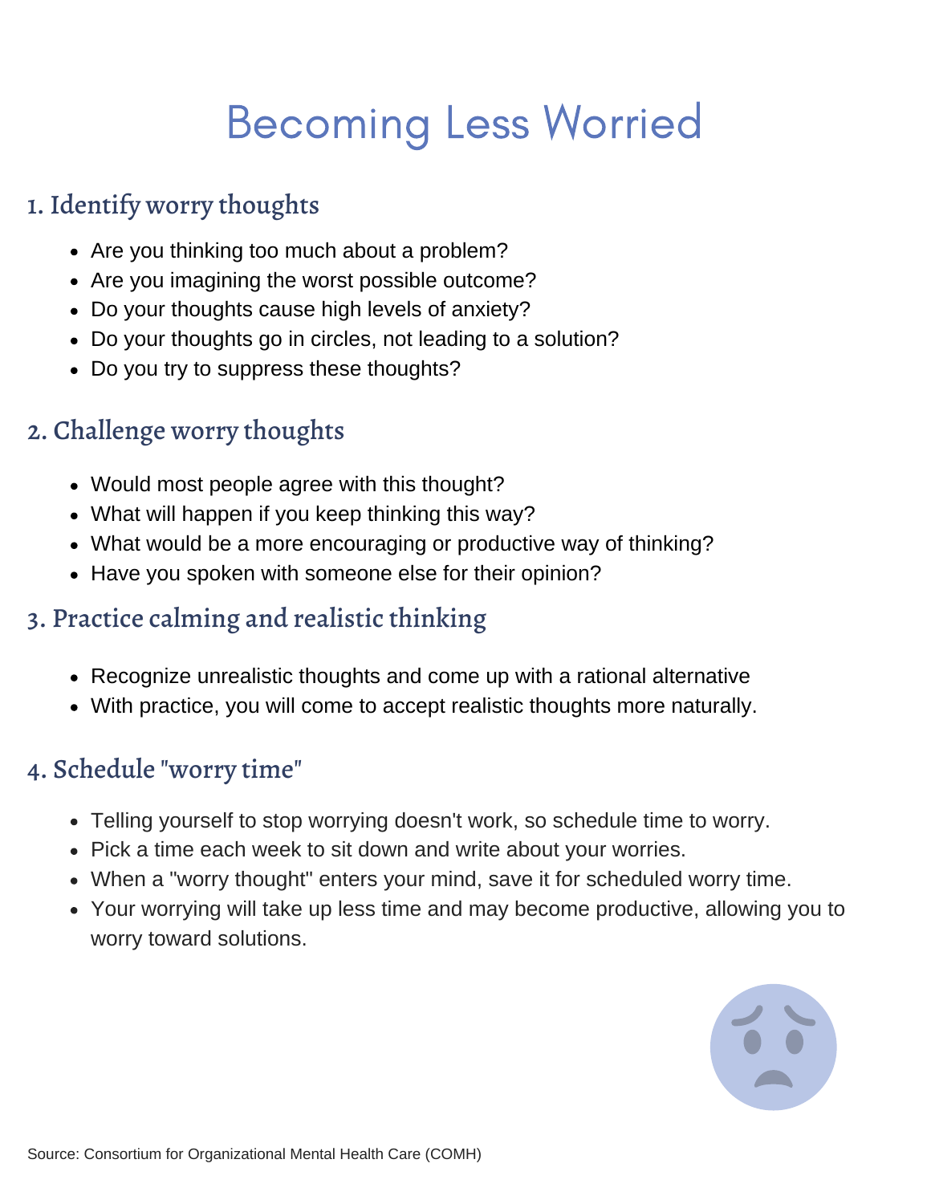# Becoming Less Worried

## 1. Identify worry thoughts

- Are you thinking too much about a problem?
- Are you imagining the worst possible outcome?
- Do your thoughts cause high levels of anxiety?
- Do your thoughts go in circles, not leading to a solution?
- Do you try to suppress these thoughts?

## 2. Challenge worry thoughts

- Would most people agree with this thought?
- What will happen if you keep thinking this way?
- What would be a more encouraging or productive way of thinking?
- Have you spoken with someone else for their opinion?

## 3. Practice calming and realistic thinking

- Recognize unrealistic thoughts and come up with a rational alternative
- With practice, you will come to accept realistic thoughts more naturally.

## 4. Schedule "worry time"

- Telling yourself to stop worrying doesn't work, so schedule time to worry.
- Pick a time each week to sit down and write about your worries.
- When a "worry thought" enters your mind, save it for scheduled worry time.
- Your worrying will take up less time and may become productive, allowing you to worry toward solutions.

Source: Consortium for Organizational Mental Health Care (COMH)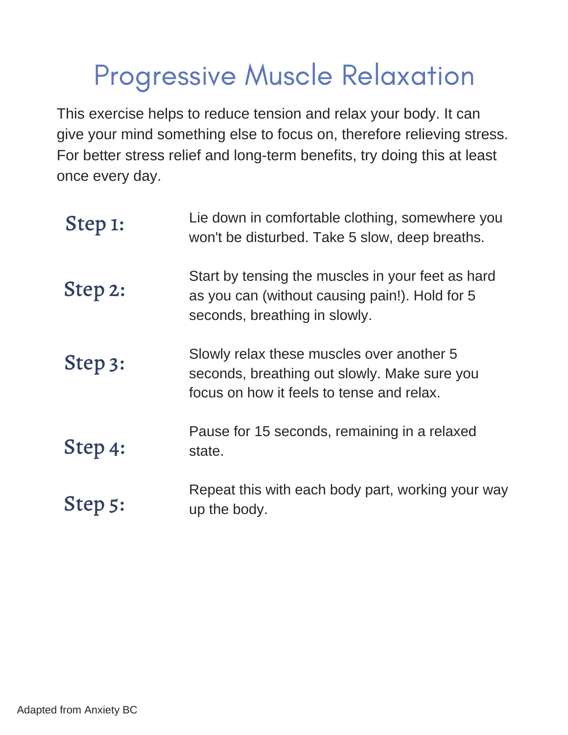# Progressive Muscle Relaxation

This exercise helps to reduce tension and relax your body. It can give your mind something else to focus on, therefore relieving stress. For better stress relief and long-term benefits, try doing this at least once every day.

**Step 1:** Lie down in comfortable clothing, somewhere you won't be disturbed. Take 5 slow, deep breaths.

**Step 2:** Start by tensing the muscles in your feet as hard as you can (without causing pain!). Hold for 5 seconds, breathing in slowly.

**Step 3:** Slowly relax these muscles over another 5 seconds, breathing out slowly. Make sure you focus on how it feels to tense and relax.

**Step 4:** Pause for 15 seconds, remaining in a relaxed state.

**Step 5:** Repeat this with each body part, working your way up the body.

Adapted from Anxiety BC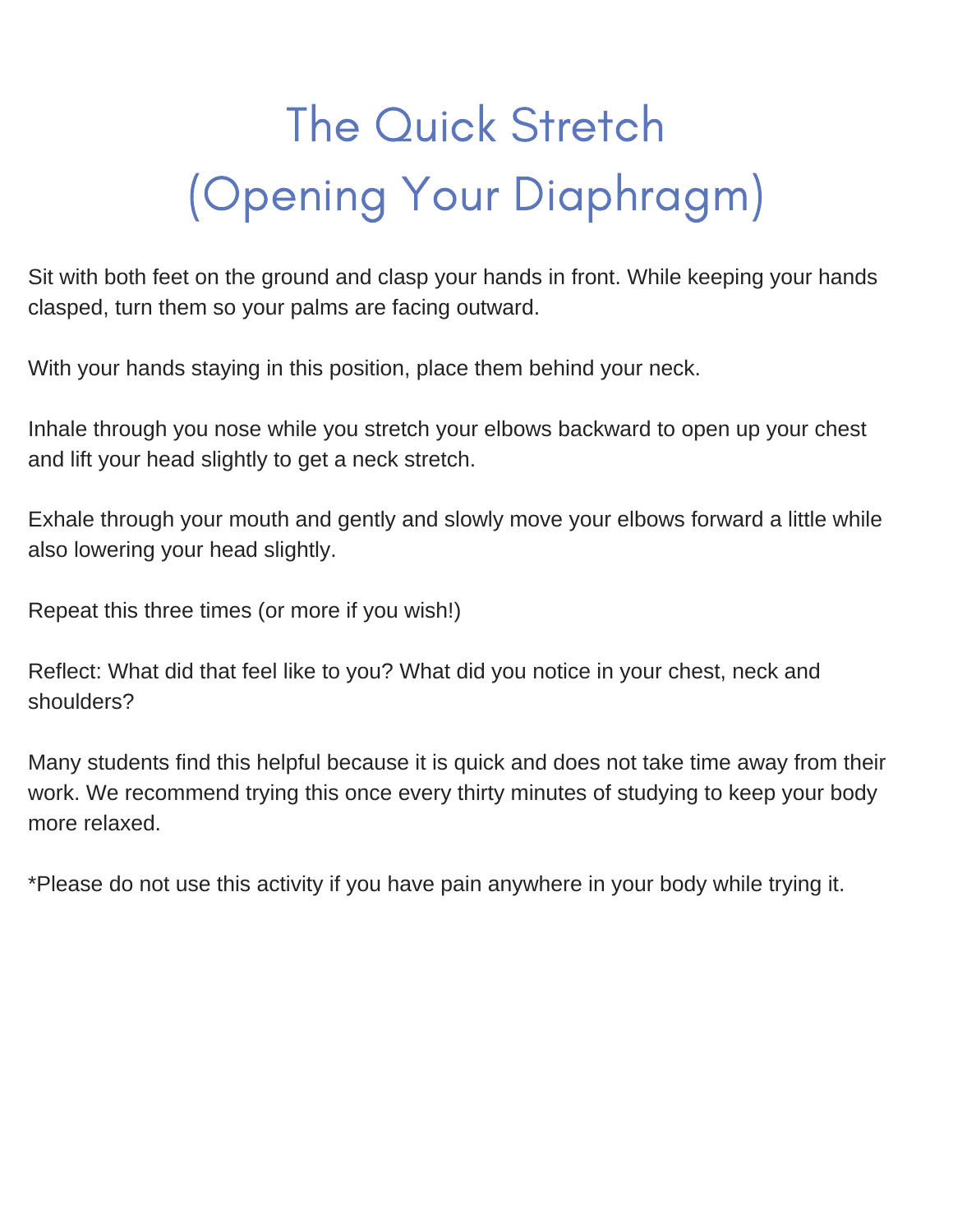# The Quick Stretch (Opening Your Diaphragm)

Sit with both feet on the ground and clasp your hands in front. While keeping your hands clasped, turn them so your palms are facing outward.

With your hands staying in this position, place them behind your neck.

Inhale through you nose while you stretch your elbows backward to open up your chest and lift your head slightly to get a neck stretch.

Exhale through your mouth and gently and slowly move your elbows forward a little while also lowering your head slightly.

Repeat this three times (or more if you wish!)

Reflect: What did that feel like to you? What did you notice in your chest, neck and shoulders?

Many students find this helpful because it is quick and does not take time away from their work. We recommend trying this once every thirty minutes of studying to keep your body more relaxed.

*Please do not use this activity if you have pain anywhere in your body while trying it.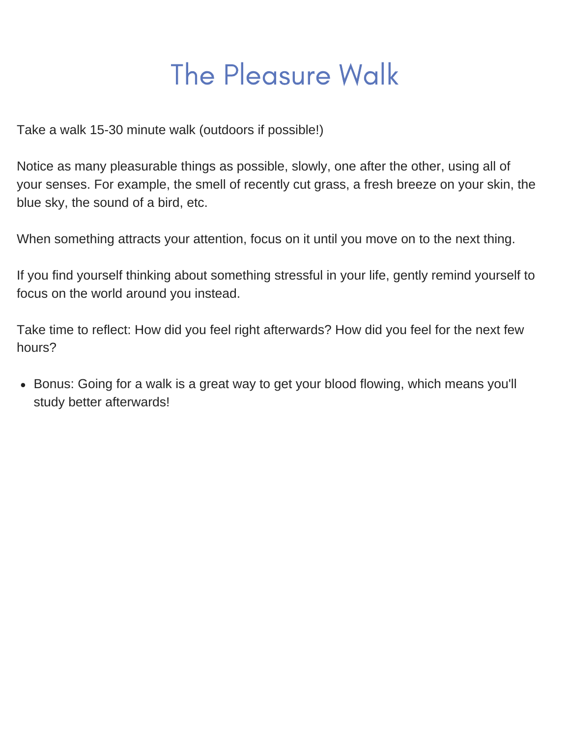# The Pleasure Walk

Take a walk 15-30 minute walk (outdoors if possible!)

Notice as many pleasurable things as possible, slowly, one after the other, using all of your senses. For example, the smell of recently cut grass, a fresh breeze on your skin, the blue sky, the sound of a bird, etc.

When something attracts your attention, focus on it until you move on to the next thing.

If you find yourself thinking about something stressful in your life, gently remind yourself to focus on the world around you instead.

Take time to reflect: How did you feel right afterwards? How did you feel for the next few hours?

- Bonus: Going for a walk is a great way to get your blood flowing, which means you'll study better afterwards!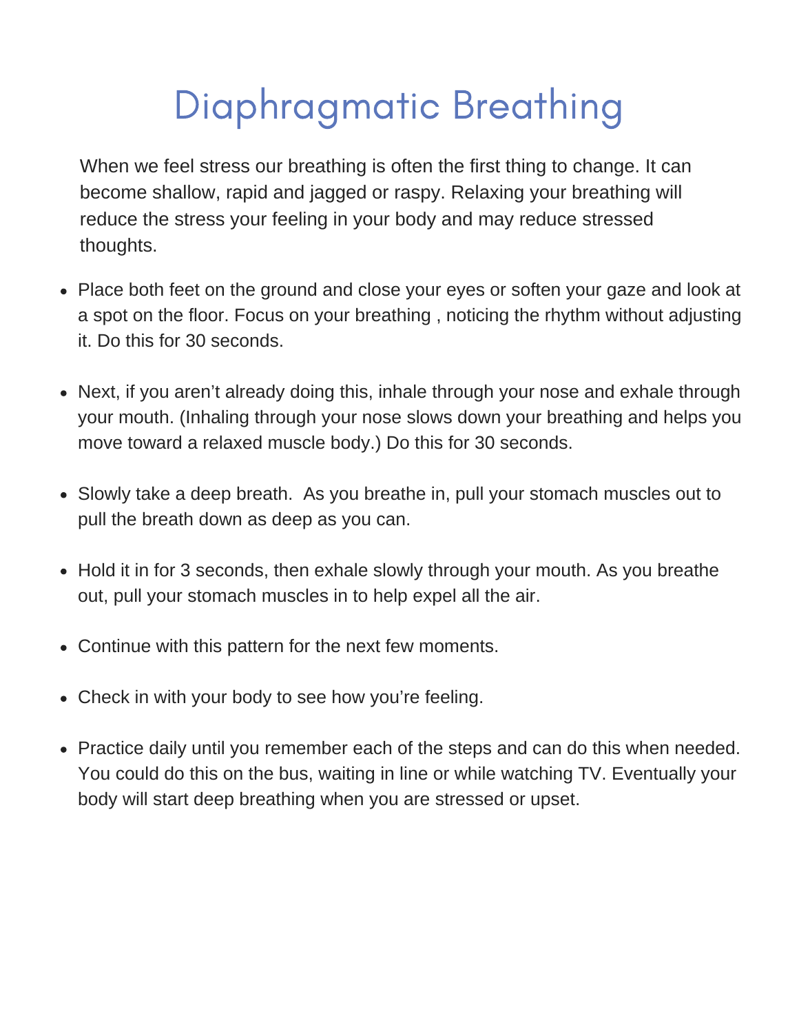# Diaphragmatic Breathing

When we feel stress our breathing is often the first thing to change. It can become shallow, rapid and jagged or raspy. Relaxing your breathing will reduce the stress your feeling in your body and may reduce stressed thoughts.

- Place both feet on the ground and close your eyes or soften your gaze and look at a spot on the floor. Focus on your breathing , noticing the rhythm without adjusting it. Do this for 30 seconds.
- Next, if you aren't already doing this, inhale through your nose and exhale through your mouth. (Inhaling through your nose slows down your breathing and helps you move toward a relaxed muscle body.) Do this for 30 seconds.
- Slowly take a deep breath. As you breathe in, pull your stomach muscles out to pull the breath down as deep as you can.
- Hold it in for 3 seconds, then exhale slowly through your mouth. As you breathe out, pull your stomach muscles in to help expel all the air.
- Continue with this pattern for the next few moments.
- Check in with your body to see how you're feeling.
- Practice daily until you remember each of the steps and can do this when needed. You could do this on the bus, waiting in line or while watching TV. Eventually your body will start deep breathing when you are stressed or upset.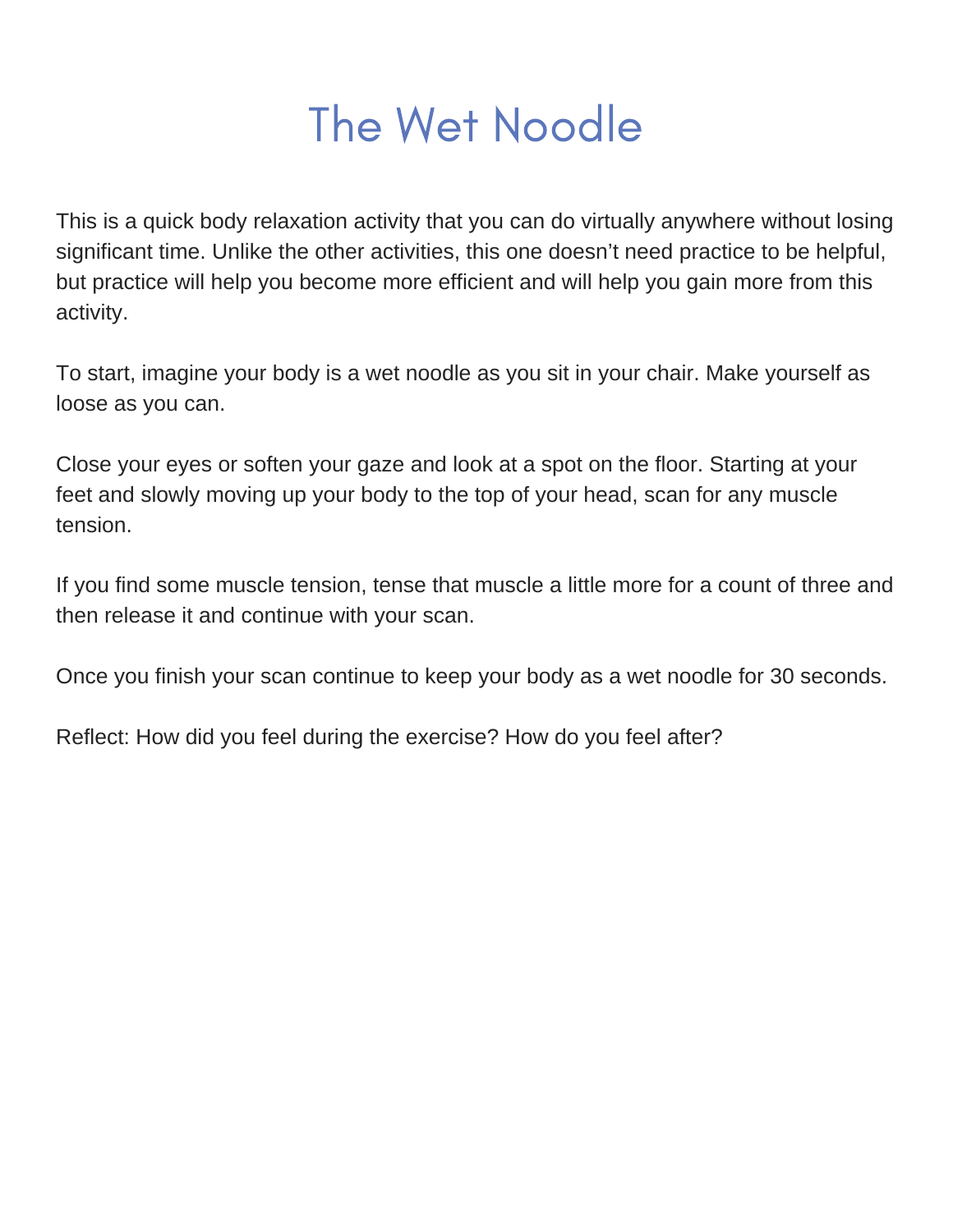# The Wet Noodle

This is a quick body relaxation activity that you can do virtually anywhere without losing significant time. Unlike the other activities, this one doesn't need practice to be helpful, but practice will help you become more efficient and will help you gain more from this activity.

To start, imagine your body is a wet noodle as you sit in your chair. Make yourself as loose as you can.

Close your eyes or soften your gaze and look at a spot on the floor. Starting at your feet and slowly moving up your body to the top of your head, scan for any muscle tension.

If you find some muscle tension, tense that muscle a little more for a count of three and then release it and continue with your scan.

Once you finish your scan continue to keep your body as a wet noodle for 30 seconds.

Reflect: How did you feel during the exercise? How do you feel after?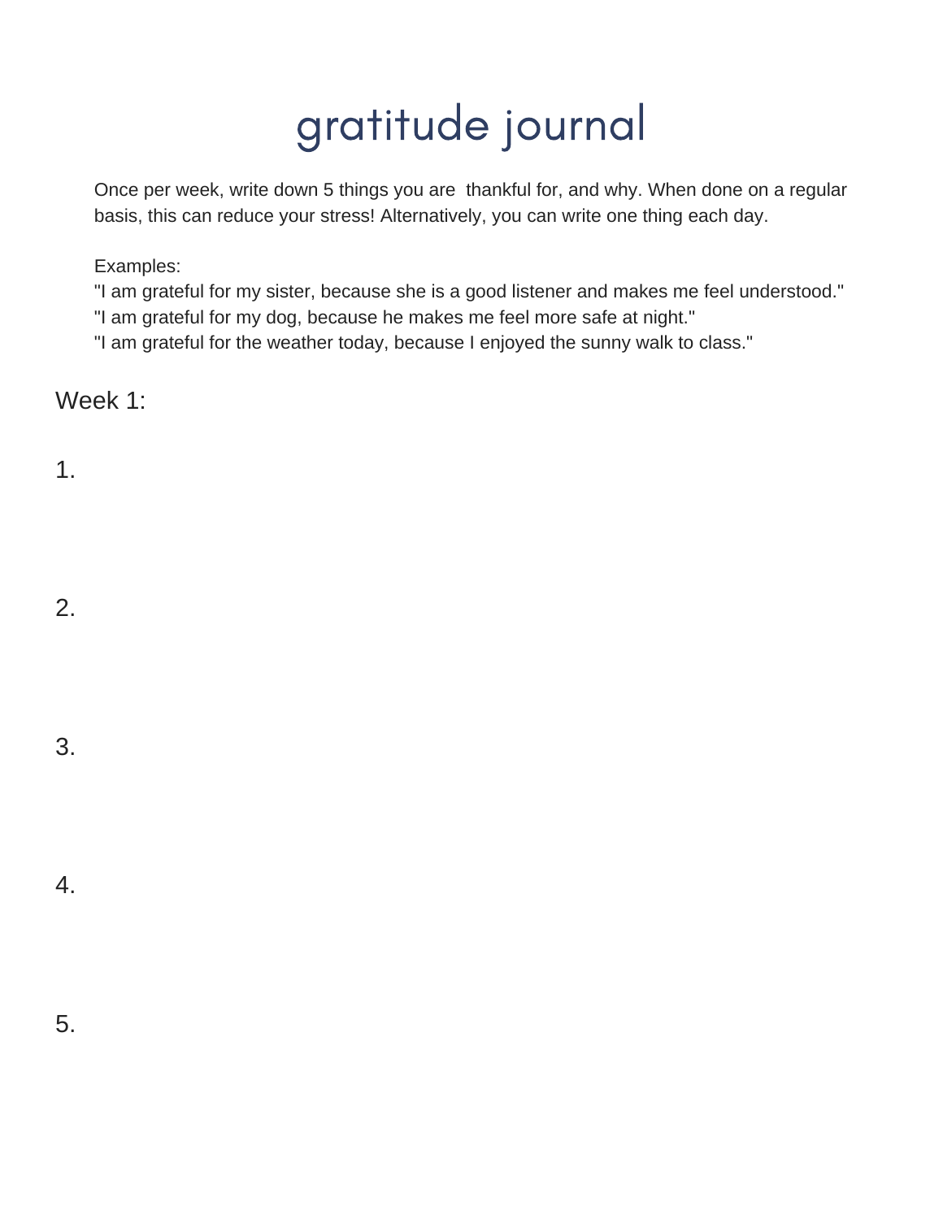# gratitude journal

Once per week, write down 5 things you are  thankful for, and why. When done on a regular basis, this can reduce your stress! Alternatively, you can write one thing each day.

Examples:
"I am grateful for my sister, because she is a good listener and makes me feel understood."
"I am grateful for my dog, because he makes me feel more safe at night."
"I am grateful for the weather today, because I enjoyed the sunny walk to class."

Week 1:

1.

2.

3.

4.

5.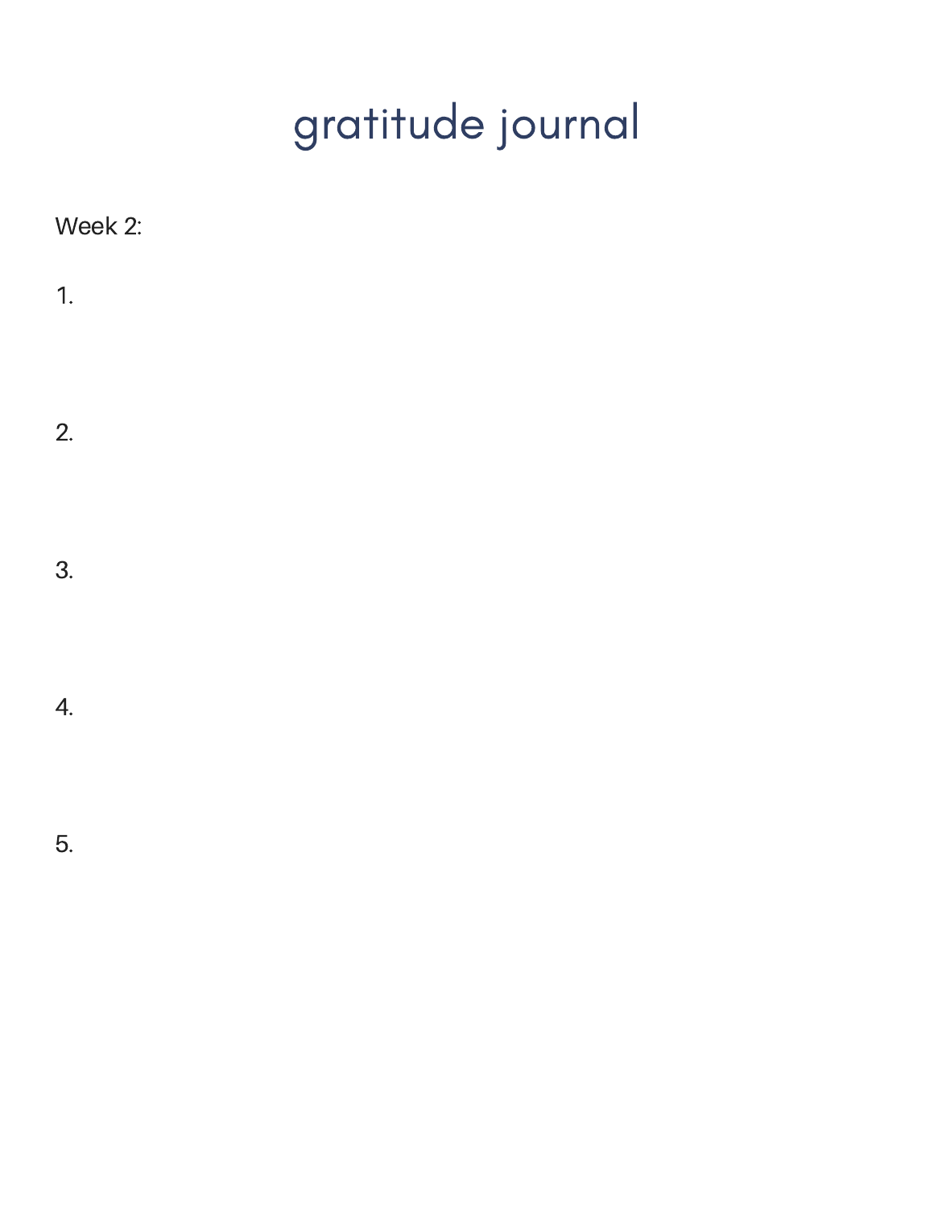# gratitude journal

Week 2:

1.

2.

3.

4.

5.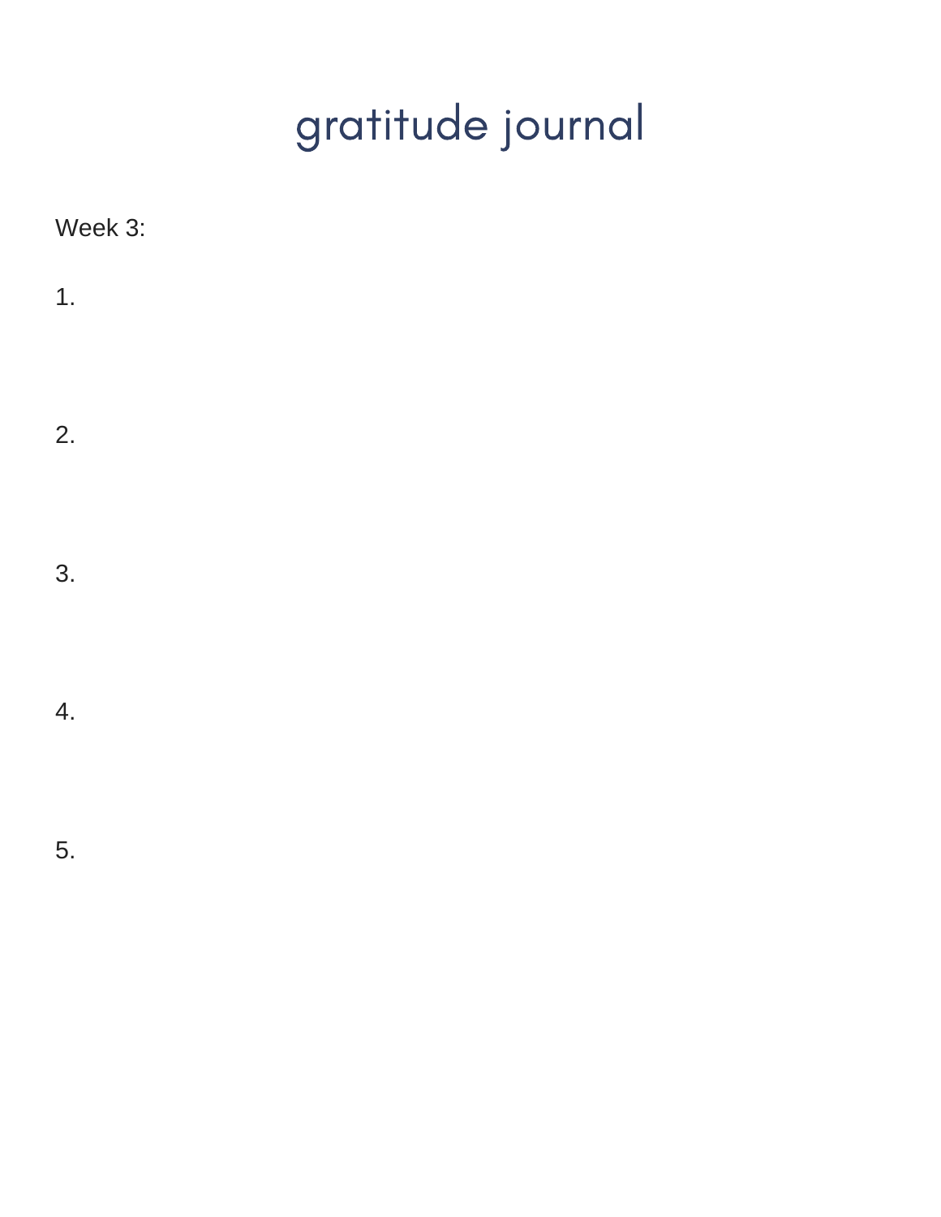# gratitude journal

Week 3:

1.

2.

3.

4.

5.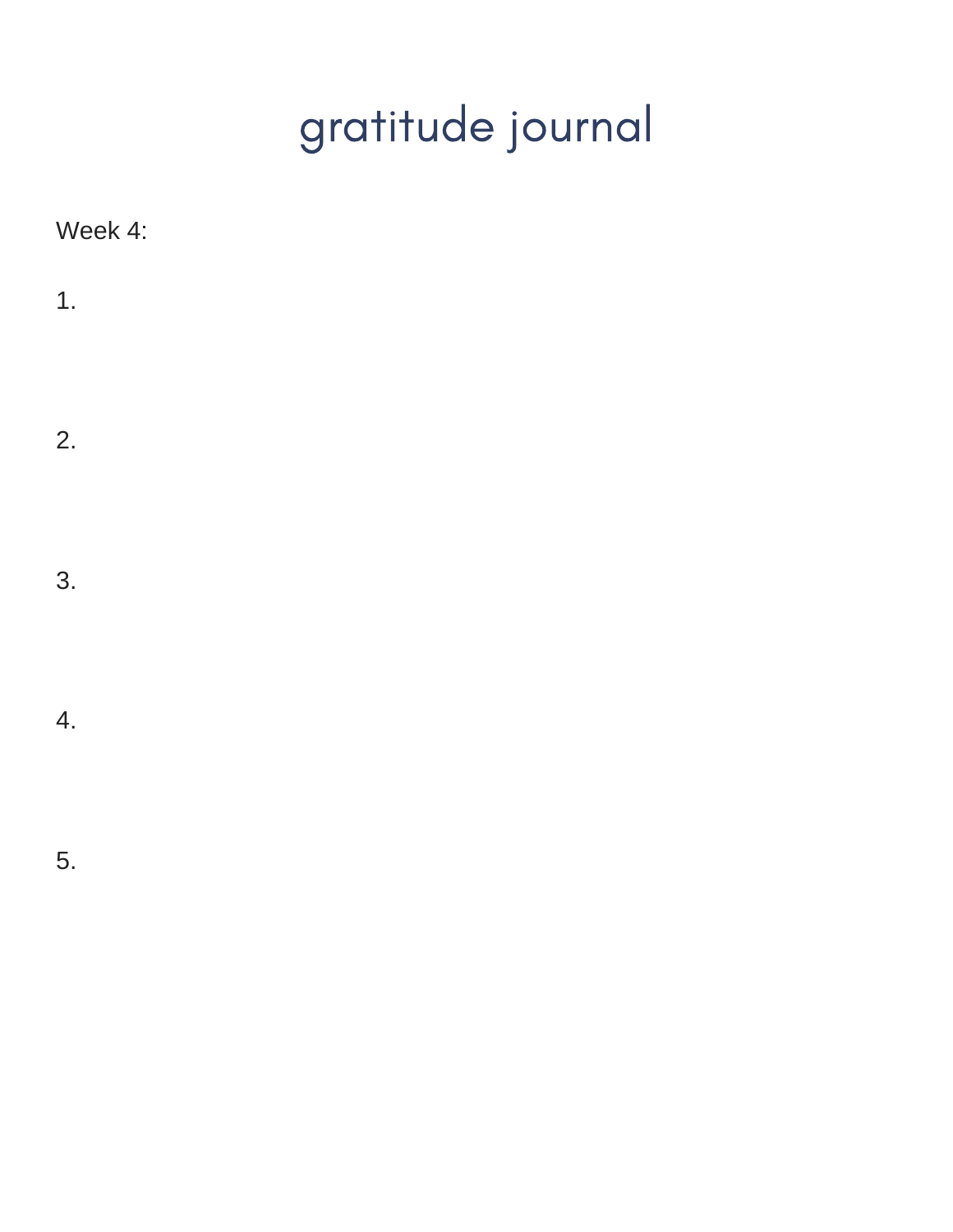# gratitude journal

Week 4:

1.

2.

3.

4.

5.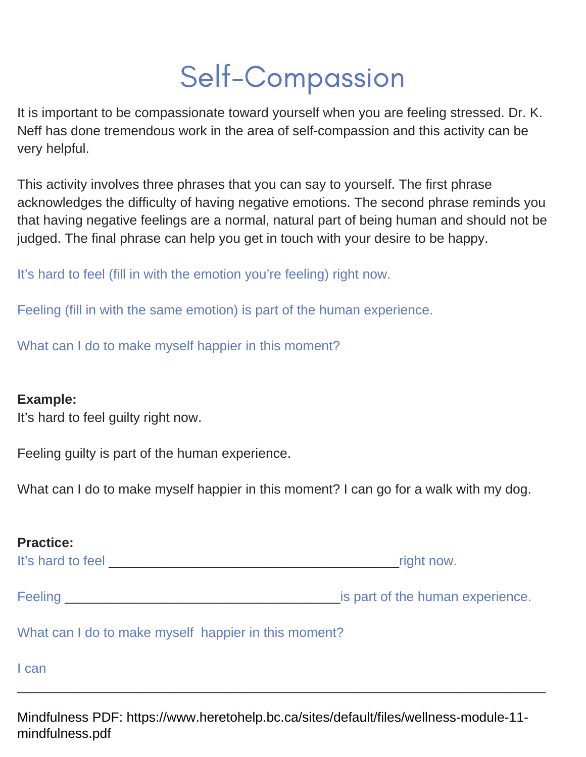# Self-Compassion

It is important to be compassionate toward yourself when you are feeling stressed. Dr. K. Neff has done tremendous work in the area of self-compassion and this activity can be very helpful.

This activity involves three phrases that you can say to yourself. The first phrase acknowledges the difficulty of having negative emotions. The second phrase reminds you that having negative feelings are a normal, natural part of being human and should not be judged. The final phrase can help you get in touch with your desire to be happy.

It's hard to feel (fill in with the emotion you're feeling) right now.

Feeling (fill in with the same emotion) is part of the human experience.

What can I do to make myself happier in this moment?

**Example:**
It's hard to feel guilty right now.

Feeling guilty is part of the human experience.

What can I do to make myself happier in this moment? I can go for a walk with my dog.

**Practice:**
It's hard to feel ______________________________________ right now.

Feeling ____________________________________ is part of the human experience.

What can I do to make myself happier in this moment?

I can

______________________________________________________________________

Mindfulness PDF: https://www.heretohelp.bc.ca/sites/default/files/wellness-module-11-mindfulness.pdf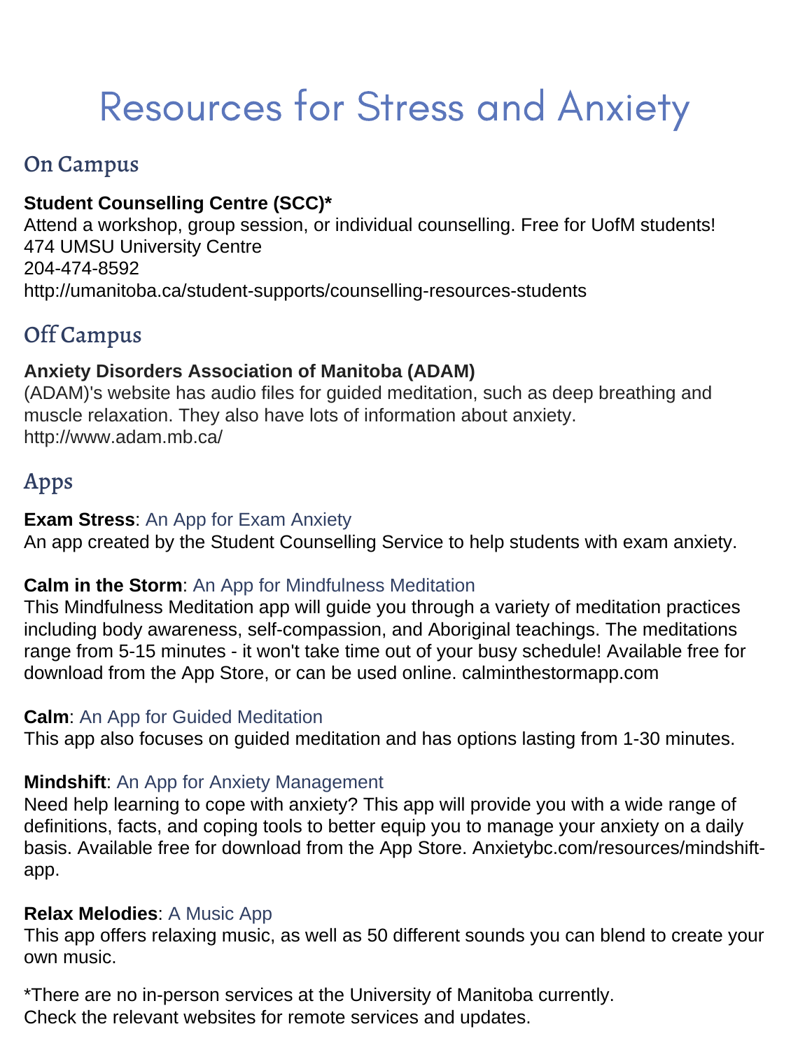# Resources for Stress and Anxiety

## On Campus

**Student Counselling Centre (SCC)***
Attend a workshop, group session, or individual counselling. Free for UofM students!
474 UMSU University Centre
204-474-8592
http://umanitoba.ca/student-supports/counselling-resources-students

## Off Campus

**Anxiety Disorders Association of Manitoba (ADAM)**
(ADAM)'s website has audio files for guided meditation, such as deep breathing and muscle relaxation. They also have lots of information about anxiety.
http://www.adam.mb.ca/

## Apps

**Exam Stress**: An App for Exam Anxiety
An app created by the Student Counselling Service to help students with exam anxiety.

**Calm in the Storm**: An App for Mindfulness Meditation
This Mindfulness Meditation app will guide you through a variety of meditation practices including body awareness, self-compassion, and Aboriginal teachings. The meditations range from 5-15 minutes - it won't take time out of your busy schedule! Available free for download from the App Store, or can be used online. calminthestormapp.com

**Calm**: An App for Guided Meditation
This app also focuses on guided meditation and has options lasting from 1-30 minutes.

**Mindshift**: An App for Anxiety Management
Need help learning to cope with anxiety? This app will provide you with a wide range of definitions, facts, and coping tools to better equip you to manage your anxiety on a daily basis. Available free for download from the App Store. Anxietybc.com/resources/mindshift-app.

**Relax Melodies**: A Music App
This app offers relaxing music, as well as 50 different sounds you can blend to create your own music.

*There are no in-person services at the University of Manitoba currently.
Check the relevant websites for remote services and updates.